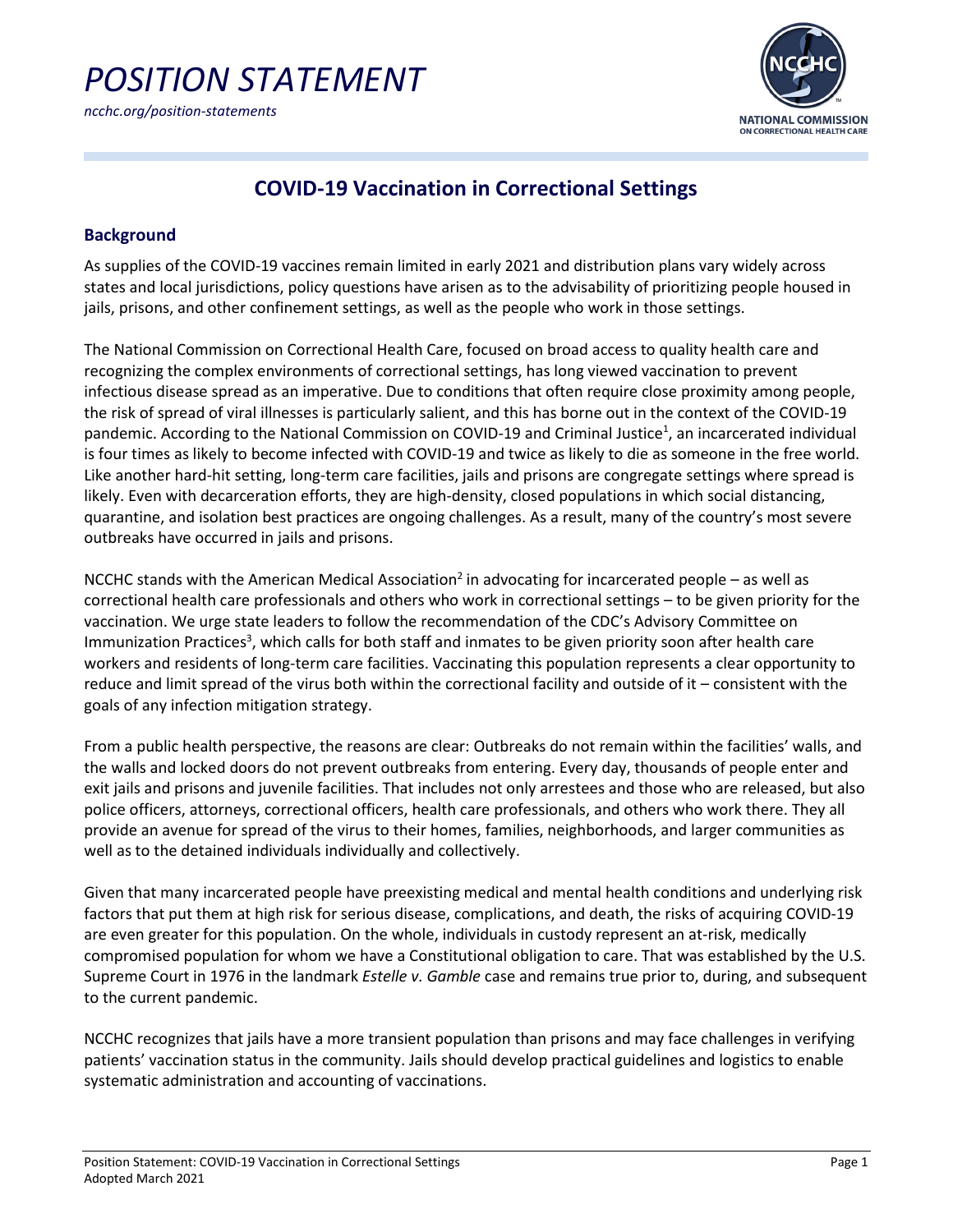# POSITION STATEMENT

*ncchc.org/position-statements*

## COVID-19 Vaccination in Correctional Settings

### Background

As supplies of the COVID-19 vaccines remain limited in early 2021 and distribution plans vary widely across states and local jurisdictions, policy questions have arisen as to the advisability of prioritizing people housed in jails, prisons, and other confinement settings, as well as the people who work in those settings.

The National Commission on Correctional Health Care, focused on broad access to quality health care and recognizing the complex environments of correctional settings, has long viewed vaccination to prevent infectious disease spread as an imperative. Due to conditions that often require close proximity among people, the risk of spread of viral illnesses is particularly salient, and this has borne out in the context of the COVID-19 pandemic. According to the National Commission on COVID-19 and Criminal Justice[1], an incarcerated individual is four times as likely to become infected with COVID-19 and twice as likely to die as someone in the free world. Like another hard-hit setting, long-term care facilities, jails and prisons are congregate settings where spread is likely. Even with decarceration efforts, they are high-density, closed populations in which social distancing, quarantine, and isolation best practices are ongoing challenges. As a result, many of the country's most severe outbreaks have occurred in jails and prisons.

NCCHC stands with the American Medical Association[2] in advocating for incarcerated people – as well as correctional health care professionals and others who work in correctional settings – to be given priority for the vaccination. We urge state leaders to follow the recommendation of the CDC's Advisory Committee on Immunization Practices[3], which calls for both staff and inmates to be given priority soon after health care workers and residents of long-term care facilities. Vaccinating this population represents a clear opportunity to reduce and limit spread of the virus both within the correctional facility and outside of it – consistent with the goals of any infection mitigation strategy.

From a public health perspective, the reasons are clear: Outbreaks do not remain within the facilities' walls, and the walls and locked doors do not prevent outbreaks from entering. Every day, thousands of people enter and exit jails and prisons and juvenile facilities. That includes not only arrestees and those who are released, but also police officers, attorneys, correctional officers, health care professionals, and others who work there. They all provide an avenue for spread of the virus to their homes, families, neighborhoods, and larger communities as well as to the detained individuals individually and collectively.

Given that many incarcerated people have preexisting medical and mental health conditions and underlying risk factors that put them at high risk for serious disease, complications, and death, the risks of acquiring COVID-19 are even greater for this population. On the whole, individuals in custody represent an at-risk, medically compromised population for whom we have a Constitutional obligation to care. That was established by the U.S. Supreme Court in 1976 in the landmark *Estelle v. Gamble* case and remains true prior to, during, and subsequent to the current pandemic.

NCCHC recognizes that jails have a more transient population than prisons and may face challenges in verifying patients' vaccination status in the community. Jails should develop practical guidelines and logistics to enable systematic administration and accounting of vaccinations.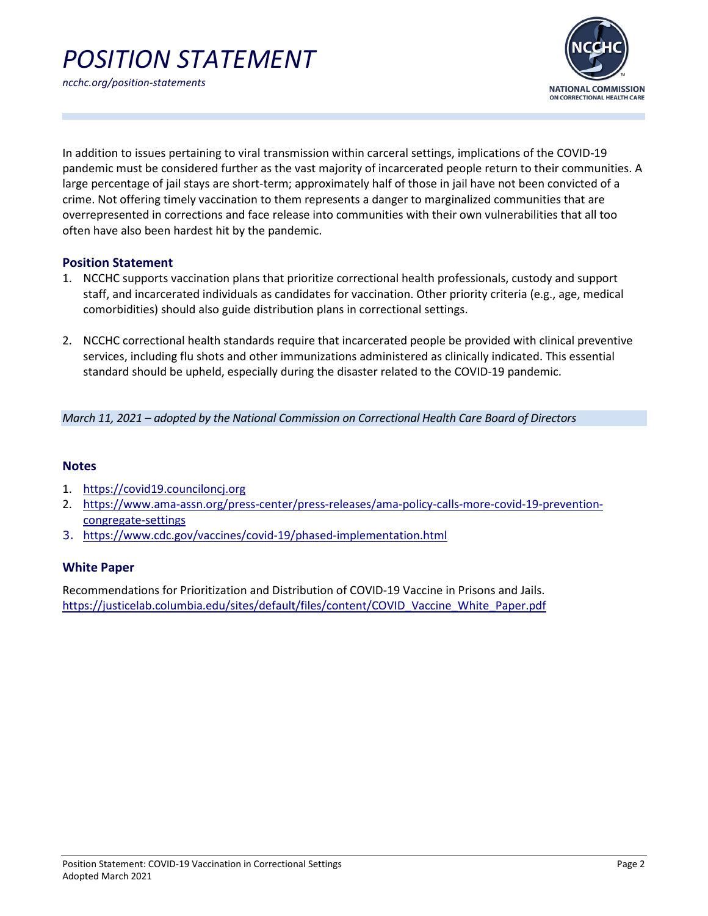In addition to issues pertaining to viral transmission within carceral settings, implications of the COVID-19 pandemic must be considered further as the vast majority of incarcerated people return to their communities. A large percentage of jail stays are short-term; approximately half of those in jail have not been convicted of a crime. Not offering timely vaccination to them represents a danger to marginalized communities that are overrepresented in corrections and face release into communities with their own vulnerabilities that all too often have also been hardest hit by the pandemic.

## Position Statement

1. NCCHC supports vaccination plans that prioritize correctional health professionals, custody and support staff, and incarcerated individuals as candidates for vaccination. Other priority criteria (e.g., age, medical comorbidities) should also guide distribution plans in correctional settings.

2. NCCHC correctional health standards require that incarcerated people be provided with clinical preventive services, including flu shots and other immunizations administered as clinically indicated. This essential standard should be upheld, especially during the disaster related to the COVID-19 pandemic.

*March 11, 2021 – adopted by the National Commission on Correctional Health Care Board of Directors*

## Notes

1. https://covid19.counciloncj.org
2. https://www.ama-assn.org/press-center/press-releases/ama-policy-calls-more-covid-19-prevention-congregate-settings
3. https://www.cdc.gov/vaccines/covid-19/phased-implementation.html

## White Paper

Recommendations for Prioritization and Distribution of COVID-19 Vaccine in Prisons and Jails.
https://justicelab.columbia.edu/sites/default/files/content/COVID_Vaccine_White_Paper.pdf